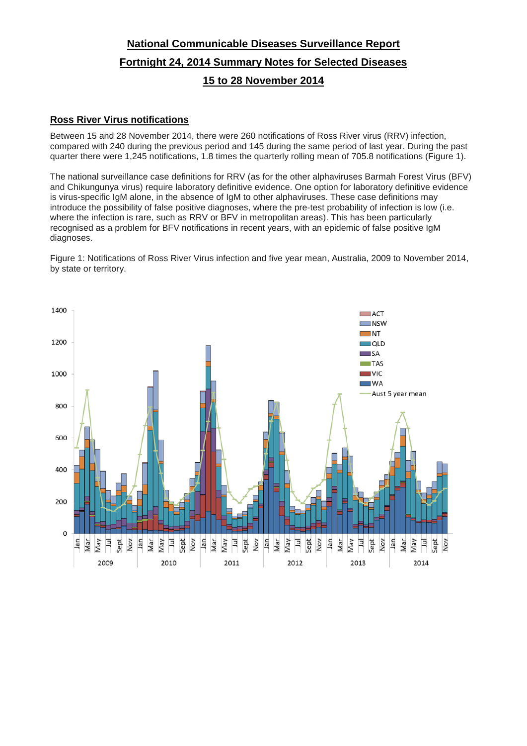# National Communicable Diseases Surveillance Report

## Fortnight 24, 2014 Summary Notes for Selected Diseases

## 15 to 28 November 2014

### Ross River Virus notifications

Between 15 and 28 November 2014, there were 260 notifications of Ross River virus (RRV) infection, compared with 240 during the previous period and 145 during the same period of last year. During the past quarter there were 1,245 notifications, 1.8 times the quarterly rolling mean of 705.8 notifications (Figure 1).

The national surveillance case definitions for RRV (as for the other alphaviruses Barmah Forest Virus (BFV) and Chikungunya virus) require laboratory definitive evidence. One option for laboratory definitive evidence is virus-specific IgM alone, in the absence of IgM to other alphaviruses. These case definitions may introduce the possibility of false positive diagnoses, where the pre-test probability of infection is low (i.e. where the infection is rare, such as RRV or BFV in metropolitan areas). This has been particularly recognised as a problem for BFV notifications in recent years, with an epidemic of false positive IgM diagnoses.

Figure 1: Notifications of Ross River Virus infection and five year mean, Australia, 2009 to November 2014, by state or territory.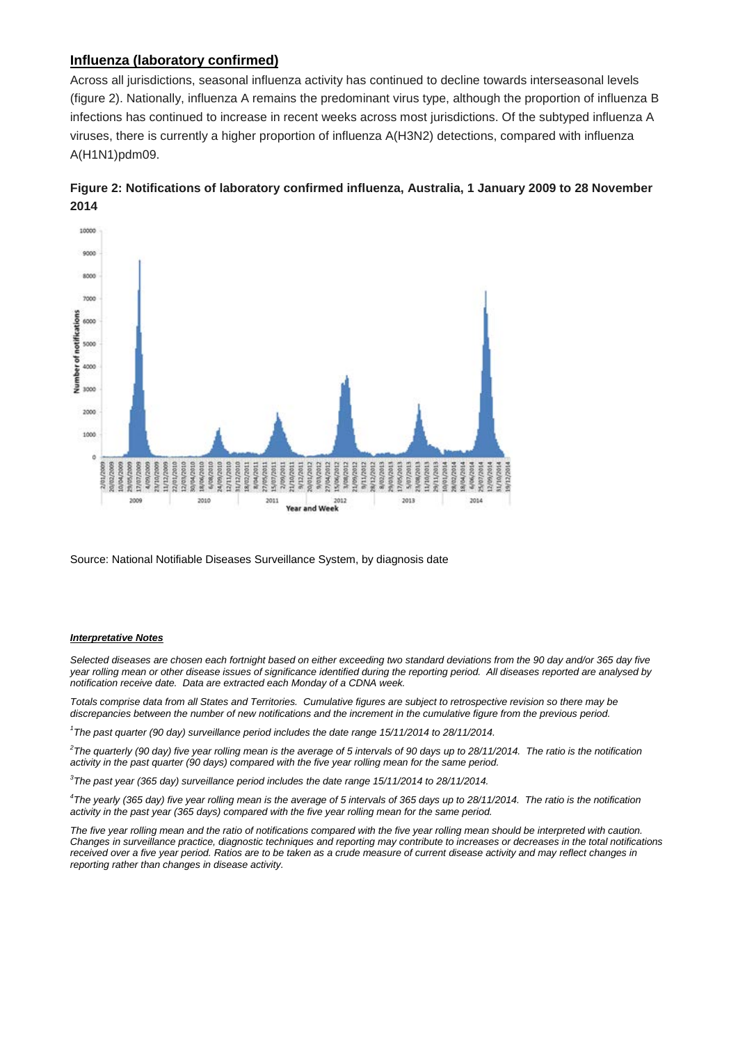## Influenza (laboratory confirmed)

Across all jurisdictions, seasonal influenza activity has continued to decline towards interseasonal levels (figure 2). Nationally, influenza A remains the predominant virus type, although the proportion of influenza B infections has continued to increase in recent weeks across most jurisdictions. Of the subtyped influenza A viruses, there is currently a higher proportion of influenza A(H3N2) detections, compared with influenza A(H1N1)pdm09.

**Figure 2: Notifications of laboratory confirmed influenza, Australia, 1 January 2009 to 28 November 2014**

Source: National Notifiable Diseases Surveillance System, by diagnosis date

***Interpretative Notes***

*Selected diseases are chosen each fortnight based on either exceeding two standard deviations from the 90 day and/or 365 day five year rolling mean or other disease issues of significance identified during the reporting period. All diseases reported are analysed by notification receive date. Data are extracted each Monday of a CDNA week.*

*Totals comprise data from all States and Territories. Cumulative figures are subject to retrospective revision so there may be discrepancies between the number of new notifications and the increment in the cumulative figure from the previous period.*

[1]*The past quarter (90 day) surveillance period includes the date range 15/11/2014 to 28/11/2014.*

[2]*The quarterly (90 day) five year rolling mean is the average of 5 intervals of 90 days up to 28/11/2014. The ratio is the notification activity in the past quarter (90 days) compared with the five year rolling mean for the same period.*

[3]*The past year (365 day) surveillance period includes the date range 15/11/2014 to 28/11/2014.*

[4]*The yearly (365 day) five year rolling mean is the average of 5 intervals of 365 days up to 28/11/2014. The ratio is the notification activity in the past year (365 days) compared with the five year rolling mean for the same period.*

*The five year rolling mean and the ratio of notifications compared with the five year rolling mean should be interpreted with caution. Changes in surveillance practice, diagnostic techniques and reporting may contribute to increases or decreases in the total notifications received over a five year period. Ratios are to be taken as a crude measure of current disease activity and may reflect changes in reporting rather than changes in disease activity.*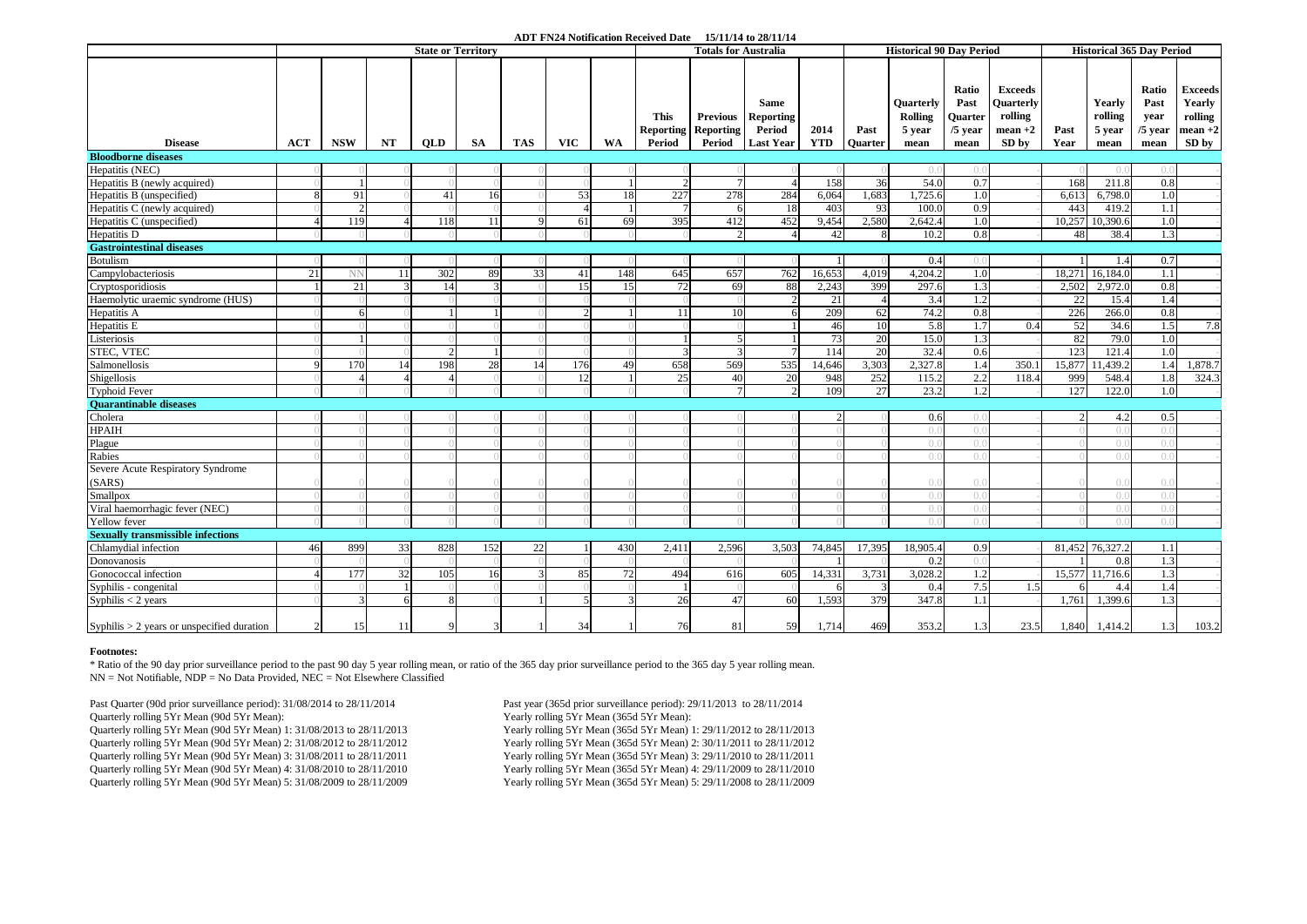**ADT FN24 Notification Received Date 15/11/14 to 28/11/14**

| | State or Territory | | | | | | | | Totals for Australia | | | | Historical 90 Day Period | | | | Historical 365 Day Period | | | |
|---|---|---|---|---|---|---|---|---|---|---|---|---|---|---|---|---|---|---|---|---|
| Disease | ACT | NSW | NT | QLD | SA | TAS | VIC | WA | This Reporting Period | Previous Reporting Period | Same Reporting Period Last Year | 2014 YTD | Past Quarter | Quarterly Rolling 5 year mean | Ratio Past Quarter /5 year mean | Exceeds Quarterly rolling mean +2 SD by | Past Year | Yearly rolling 5 year mean | Ratio Past year /5 year mean | Exceeds Yearly rolling mean +2 SD by |
| **Bloodborne diseases** | | | | | | | | | | | | | | | | | | | | |
| Hepatitis (NEC) | 0 | 0 | 0 | 0 | 0 | 0 | 0 | 0 | 0 | 0 | 0 | 0 | 0 | 0.0 | 0.0 | - | 0 | 0.0 | 0.0 | - |
| Hepatitis B (newly acquired) | 0 | 1 | 0 | 0 | 0 | 0 | 0 | 1 | 2 | 7 | 4 | 158 | 36 | 54.0 | 0.7 | - | 168 | 211.8 | 0.8 | - |
| Hepatitis B (unspecified) | 8 | 91 | 0 | 41 | 16 | 0 | 53 | 18 | 227 | 278 | 284 | 6,064 | 1,683 | 1,725.6 | 1.0 | - | 6,613 | 6,798.0 | 1.0 | - |
| Hepatitis C (newly acquired) | 0 | 2 | 0 | 0 | 0 | 0 | 4 | 1 | 7 | 6 | 18 | 403 | 93 | 100.0 | 0.9 | - | 443 | 419.2 | 1.1 | - |
| Hepatitis C (unspecified) | 4 | 119 | 4 | 118 | 11 | 9 | 61 | 69 | 395 | 412 | 452 | 9,454 | 2,580 | 2,642.4 | 1.0 | - | 10,257 | 10,390.6 | 1.0 | - |
| Hepatitis D | 0 | 0 | 0 | 0 | 0 | 0 | 0 | 0 | 0 | 2 | 4 | 42 | 8 | 10.2 | 0.8 | - | 48 | 38.4 | 1.3 | - |
| **Gastrointestinal diseases** | | | | | | | | | | | | | | | | | | | | |
| Botulism | 0 | 0 | 0 | 0 | 0 | 0 | 0 | 0 | 0 | 0 | 0 | 1 | 0 | 0.4 | 0.0 | - | 1 | 1.4 | 0.7 | - |
| Campylobacteriosis | 21 | NN | 11 | 302 | 89 | 33 | 41 | 148 | 645 | 657 | 762 | 16,653 | 4,019 | 4,204.2 | 1.0 | - | 18,271 | 16,184.0 | 1.1 | - |
| Cryptosporidiosis | 1 | 21 | 3 | 14 | 3 | 0 | 15 | 15 | 72 | 69 | 88 | 2,243 | 399 | 297.6 | 1.3 | - | 2,502 | 2,972.0 | 0.8 | - |
| Haemolytic uraemic syndrome (HUS) | 0 | 0 | 0 | 0 | 0 | 0 | 0 | 0 | 0 | 0 | 2 | 21 | 4 | 3.4 | 1.2 | - | 22 | 15.4 | 1.4 | - |
| Hepatitis A | 0 | 6 | 0 | 1 | 1 | 0 | 2 | 1 | 11 | 10 | 6 | 209 | 62 | 74.2 | 0.8 | - | 226 | 266.0 | 0.8 | - |
| Hepatitis E | 0 | 0 | 0 | 0 | 0 | 0 | 0 | 0 | 0 | 0 | 1 | 46 | 10 | 5.8 | 1.7 | 0.4 | 52 | 34.6 | 1.5 | 7.8 |
| Listeriosis | 0 | 1 | 0 | 0 | 0 | 0 | 0 | 0 | 1 | 5 | 1 | 73 | 20 | 15.0 | 1.3 | - | 82 | 79.0 | 1.0 | - |
| STEC, VTEC | 0 | 0 | 0 | 2 | 1 | 0 | 0 | 0 | 3 | 3 | 7 | 114 | 20 | 32.4 | 0.6 | - | 123 | 121.4 | 1.0 | - |
| Salmonellosis | 9 | 170 | 14 | 198 | 28 | 14 | 176 | 49 | 658 | 569 | 535 | 14,646 | 3,303 | 2,327.8 | 1.4 | 350.1 | 15,877 | 11,439.2 | 1.4 | 1,878.7 |
| Shigellosis | 0 | 4 | 4 | 4 | 0 | 0 | 12 | 1 | 25 | 40 | 20 | 948 | 252 | 115.2 | 2.2 | 118.4 | 999 | 548.4 | 1.8 | 324.3 |
| Typhoid Fever | 0 | 0 | 0 | 0 | 0 | 0 | 0 | 0 | 0 | 7 | 2 | 109 | 27 | 23.2 | 1.2 | - | 127 | 122.0 | 1.0 | - |
| **Quarantinable diseases** | | | | | | | | | | | | | | | | | | | | |
| Cholera | 0 | 0 | 0 | 0 | 0 | 0 | 0 | 0 | 0 | 0 | 0 | 2 | 0 | 0.6 | 0.0 | - | 2 | 4.2 | 0.5 | - |
| HPAIH | 0 | 0 | 0 | 0 | 0 | 0 | 0 | 0 | 0 | 0 | 0 | 0 | 0 | 0.0 | 0.0 | - | 0 | 0.0 | 0.0 | - |
| Plague | 0 | 0 | 0 | 0 | 0 | 0 | 0 | 0 | 0 | 0 | 0 | 0 | 0 | 0.0 | 0.0 | - | 0 | 0.0 | 0.0 | - |
| Rabies | 0 | 0 | 0 | 0 | 0 | 0 | 0 | 0 | 0 | 0 | 0 | 0 | 0 | 0.0 | 0.0 | - | 0 | 0.0 | 0.0 | - |
| Severe Acute Respiratory Syndrome (SARS) | 0 | 0 | 0 | 0 | 0 | 0 | 0 | 0 | 0 | 0 | 0 | 0 | 0 | 0.0 | 0.0 | - | 0 | 0.0 | 0.0 | - |
| Smallpox | 0 | 0 | 0 | 0 | 0 | 0 | 0 | 0 | 0 | 0 | 0 | 0 | 0 | 0.0 | 0.0 | - | 0 | 0.0 | 0.0 | - |
| Viral haemorrhagic fever (NEC) | 0 | 0 | 0 | 0 | 0 | 0 | 0 | 0 | 0 | 0 | 0 | 0 | 0 | 0.0 | 0.0 | - | 0 | 0.0 | 0.0 | - |
| Yellow fever | 0 | 0 | 0 | 0 | 0 | 0 | 0 | 0 | 0 | 0 | 0 | 0 | 0 | 0.0 | 0.0 | - | 0 | 0.0 | 0.0 | - |
| **Sexually transmissible infections** | | | | | | | | | | | | | | | | | | | | |
| Chlamydial infection | 46 | 899 | 33 | 828 | 152 | 22 | 1 | 430 | 2,411 | 2,596 | 3,503 | 74,845 | 17,395 | 18,905.4 | 0.9 | - | 81,452 | 76,327.2 | 1.1 | - |
| Donovanosis | 0 | 0 | 0 | 0 | 0 | 0 | 0 | 0 | 0 | 0 | 0 | 1 | 0 | 0.2 | 0.0 | - | 1 | 0.8 | 1.3 | - |
| Gonococcal infection | 4 | 177 | 32 | 105 | 16 | 3 | 85 | 72 | 494 | 616 | 605 | 14,331 | 3,731 | 3,028.2 | 1.2 | - | 15,577 | 11,716.6 | 1.3 | - |
| Syphilis - congenital | 0 | 0 | 1 | 0 | 0 | 0 | 0 | 0 | 1 | 0 | 0 | 6 | 3 | 0.4 | 7.5 | 1.5 | 6 | 4.4 | 1.4 | - |
| Syphilis < 2 years | 0 | 3 | 6 | 8 | 0 | 1 | 5 | 3 | 26 | 47 | 60 | 1,593 | 379 | 347.8 | 1.1 | - | 1,761 | 1,399.6 | 1.3 | - |
| Syphilis > 2 years or unspecified duration | 2 | 15 | 11 | 9 | 3 | 1 | 34 | 1 | 76 | 81 | 59 | 1,714 | 469 | 353.2 | 1.3 | 23.5 | 1,840 | 1,414.2 | 1.3 | 103.2 |

**Footnotes:**

* Ratio of the 90 day prior surveillance period to the past 90 day 5 year rolling mean, or ratio of the 365 day prior surveillance period to the 365 day 5 year rolling mean.
NN = Not Notifiable, NDP = No Data Provided, NEC = Not Elsewhere Classified

Past Quarter (90d prior surveillance period): 31/08/2014 to 28/11/2014
Quarterly rolling 5Yr Mean (90d 5Yr Mean):
Quarterly rolling 5Yr Mean (90d 5Yr Mean) 1: 31/08/2013 to 28/11/2013
Quarterly rolling 5Yr Mean (90d 5Yr Mean) 2: 31/08/2012 to 28/11/2012
Quarterly rolling 5Yr Mean (90d 5Yr Mean) 3: 31/08/2011 to 28/11/2011
Quarterly rolling 5Yr Mean (90d 5Yr Mean) 4: 31/08/2010 to 28/11/2010
Quarterly rolling 5Yr Mean (90d 5Yr Mean) 5: 31/08/2009 to 28/11/2009

Past year (365d prior surveillance period): 29/11/2013 to 28/11/2014
Yearly rolling 5Yr Mean (365d 5Yr Mean):
Yearly rolling 5Yr Mean (365d 5Yr Mean) 1: 29/11/2012 to 28/11/2013
Yearly rolling 5Yr Mean (365d 5Yr Mean) 2: 30/11/2011 to 28/11/2012
Yearly rolling 5Yr Mean (365d 5Yr Mean) 3: 29/11/2010 to 28/11/2011
Yearly rolling 5Yr Mean (365d 5Yr Mean) 4: 29/11/2009 to 28/11/2010
Yearly rolling 5Yr Mean (365d 5Yr Mean) 5: 29/11/2008 to 28/11/2009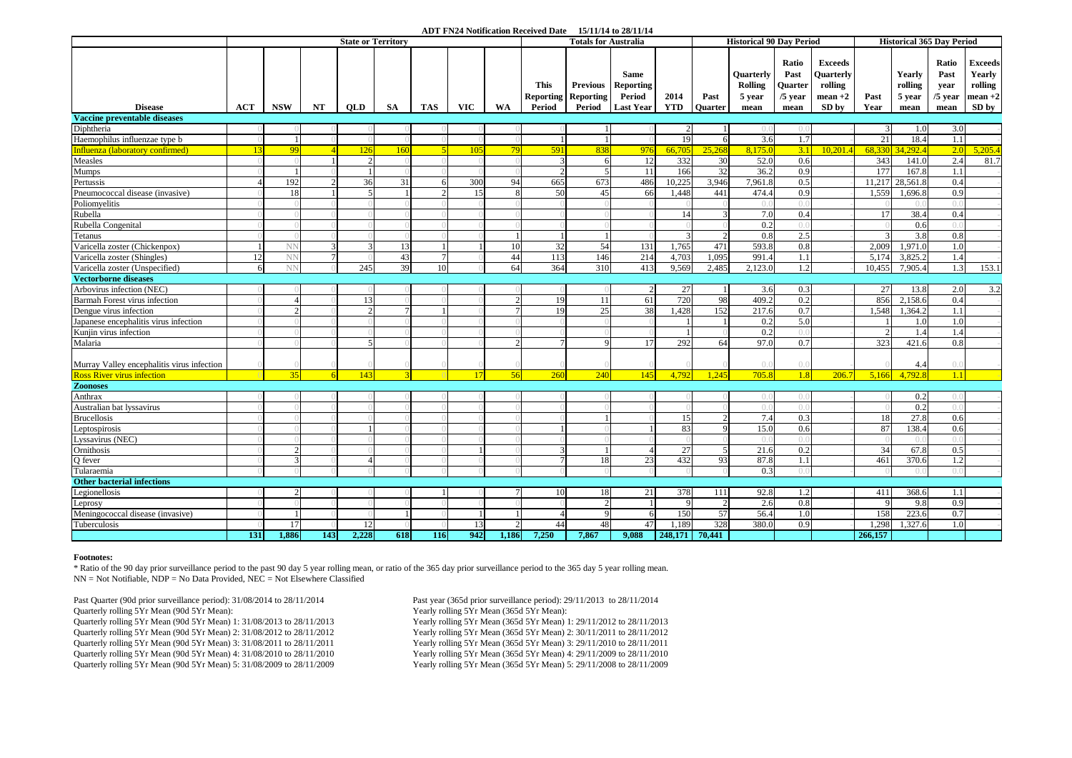**ADT FN24 Notification Received Date 15/11/14 to 28/11/14**

| Disease | State or Territory | | | | | | | | Totals for Australia | | | | | Historical 90 Day Period | | | Historical 365 Day Period | | | |
|---|---|---|---|---|---|---|---|---|---|---|---|---|---|---|---|---|---|---|---|---|
| | ACT | NSW | NT | QLD | SA | TAS | VIC | WA | This Reporting Period | Previous Reporting Period | Same Reporting Period Last Year | 2014 YTD | Past Quarter | Quarterly Rolling 5 year mean | Ratio Past Quarter /5 year mean | Exceeds Quarterly rolling mean +2 SD by | Past Year | Yearly rolling 5 year mean | Ratio Past year /5 year mean | Exceeds Yearly rolling mean +2 SD by |
| **Vaccine preventable diseases** | | | | | | | | | | | | | | | | | | | | |
| Diphtheria | 0 | 0 | 0 | 0 | 0 | 0 | 0 | 0 | 0 | 1 | 0 | 2 | 1 | 0.0 | 0.0 | | 3 | 1.0 | 3.0 | - |
| Haemophilus influenzae type b | 0 | 1 | 0 | 0 | 0 | 0 | 0 | 0 | 1 | 1 | 0 | 19 | 6 | 3.6 | 1.7 | | 21 | 18.4 | 1.1 | |
| Influenza (laboratory confirmed) | 13 | 99 | 4 | 126 | 160 | 5 | 105 | 79 | 591 | 838 | 976 | 66,705 | 25,268 | 8,175.0 | 3.1 | 10,201.4 | 68,330 | 34,292.4 | 2.0 | 5,205.4 |
| Measles | 0 | 0 | 1 | 2 | 0 | 0 | 0 | 0 | 3 | 6 | 12 | 332 | 30 | 52.0 | 0.6 | | 343 | 141.0 | 2.4 | 81.7 |
| Mumps | 0 | 1 | 0 | 1 | 0 | 0 | 0 | 0 | 2 | 5 | 11 | 166 | 32 | 36.2 | 0.9 | | 177 | 167.8 | 1.1 | - |
| Pertussis | 4 | 192 | 2 | 36 | 31 | 6 | 300 | 94 | 665 | 673 | 486 | 10,225 | 3,946 | 7,961.8 | 0.5 | | 11,217 | 28,561.8 | 0.4 | - |
| Pneumococcal disease (invasive) | 0 | 18 | 1 | 5 | 1 | 2 | 15 | 8 | 50 | 45 | 66 | 1,448 | 441 | 474.4 | 0.9 | | 1,559 | 1,696.8 | 0.9 | - |
| Poliomyelitis | 0 | 0 | 0 | 0 | 0 | 0 | 0 | 0 | 0 | 0 | 0 | 0 | 0 | 0.0 | 0.0 | | 0 | 0.0 | 0.0 | - |
| Rubella | 0 | 0 | 0 | 0 | 0 | 0 | 0 | 0 | 0 | 0 | 0 | 14 | 3 | 7.0 | 0.4 | | 17 | 38.4 | 0.4 | - |
| Rubella Congenital | 0 | 0 | 0 | 0 | 0 | 0 | 0 | 0 | 0 | 0 | 0 | 0 | 0 | 0.2 | 0.0 | - | 0 | 0.6 | 0.0 | - |
| Tetanus | 0 | 0 | 0 | 0 | 0 | 0 | 0 | 1 | 1 | 1 | 0 | 3 | 2 | 0.8 | 2.5 | | 3 | 3.8 | 0.8 | - |
| Varicella zoster (Chickenpox) | 1 | NN | 3 | 3 | 13 | 1 | 1 | 10 | 32 | 54 | 131 | 1,765 | 471 | 593.8 | 0.8 | | 2,009 | 1,971.0 | 1.0 | - |
| Varicella zoster (Shingles) | 12 | NN | 7 | 0 | 43 | 7 | 0 | 44 | 113 | 146 | 214 | 4,703 | 1,095 | 991.4 | 1.1 | | 5,174 | 3,825.2 | 1.4 | - |
| Varicella zoster (Unspecified) | 6 | NN | 0 | 245 | 39 | 10 | 0 | 64 | 364 | 310 | 413 | 9,569 | 2,485 | 2,123.0 | 1.2 | | 10,455 | 7,905.4 | 1.3 | 153.1 |
| **Vectorborne diseases** | | | | | | | | | | | | | | | | | | | | |
| Arbovirus infection (NEC) | 0 | 0 | 0 | 0 | 0 | 0 | 0 | 0 | 0 | 0 | 2 | 27 | 1 | 3.6 | 0.3 | | 27 | 13.8 | 2.0 | 3.2 |
| Barmah Forest virus infection | 0 | 4 | 0 | 13 | 0 | 0 | 0 | 2 | 19 | 11 | 61 | 720 | 98 | 409.2 | 0.2 | | 856 | 2,158.6 | 0.4 | - |
| Dengue virus infection | 0 | 2 | 0 | 2 | 7 | 1 | 0 | 7 | 19 | 25 | 38 | 1,428 | 152 | 217.6 | 0.7 | | 1,548 | 1,364.2 | 1.1 | - |
| Japanese encephalitis virus infection | 0 | 0 | 0 | 0 | 0 | 0 | 0 | 0 | 0 | 0 | 0 | 1 | 1 | 0.2 | 5.0 | | 1 | 1.0 | 1.0 | - |
| Kunjin virus infection | 0 | 0 | 0 | 0 | 0 | 0 | 0 | 0 | 0 | 0 | 0 | 1 | 0 | 0.2 | 0.0 | | 2 | 1.4 | 1.4 | - |
| Malaria | 0 | 0 | 0 | 5 | 0 | 0 | 0 | 2 | 7 | 9 | 17 | 292 | 64 | 97.0 | 0.7 | | 323 | 421.6 | 0.8 | - |
| Murray Valley encephalitis virus infection | 0 | 0 | 0 | 0 | 0 | 0 | 0 | 0 | 0 | 0 | 0 | 0 | 0 | 0.0 | 0.0 | | 0 | 4.4 | 0.0 | - |
| Ross River virus infection | 0 | 35 | 6 | 143 | 3 | 0 | 17 | 56 | 260 | 240 | 145 | 4,792 | 1,245 | 705.8 | 1.8 | 206.7 | 5,166 | 4,792.8 | 1.1 | |
| **Zoonoses** | | | | | | | | | | | | | | | | | | | | |
| Anthrax | 0 | 0 | 0 | 0 | 0 | 0 | 0 | 0 | 0 | 0 | 0 | 0 | 0 | 0.0 | 0.0 | | 0 | 0.2 | 0.0 | - |
| Australian bat lyssavirus | 0 | 0 | 0 | 0 | 0 | 0 | 0 | 0 | 0 | 0 | 0 | 0 | 0 | 0.0 | 0.0 | | 0 | 0.2 | 0.0 | - |
| Brucellosis | 0 | 0 | 0 | 0 | 0 | 0 | 0 | 0 | 0 | 1 | 0 | 15 | 2 | 7.4 | 0.3 | | 18 | 27.8 | 0.6 | - |
| Leptospirosis | 0 | 0 | 0 | 1 | 0 | 0 | 0 | 0 | 1 | 0 | 1 | 83 | 9 | 15.0 | 0.6 | | 87 | 138.4 | 0.6 | - |
| Lyssavirus (NEC) | 0 | 0 | 0 | 0 | 0 | 0 | 0 | 0 | 0 | 0 | 0 | 0 | 0 | 0.0 | 0.0 | | 0 | 0.0 | 0.0 | - |
| Ornithosis | 0 | 2 | 0 | 0 | 0 | 0 | 1 | 0 | 3 | 1 | 4 | 27 | 5 | 21.6 | 0.2 | | 34 | 67.8 | 0.5 | - |
| Q fever | 0 | 3 | 0 | 4 | 0 | 0 | 0 | 0 | 7 | 18 | 23 | 432 | 93 | 87.8 | 1.1 | | 461 | 370.6 | 1.2 | - |
| Tularaemia | 0 | 0 | 0 | 0 | 0 | 0 | 0 | 0 | 0 | 0 | 0 | 0 | 0 | 0.3 | 0.0 | | 0 | 0.0 | 0.0 | - |
| **Other bacterial infections** | | | | | | | | | | | | | | | | | | | | |
| Legionellosis | 0 | 2 | 0 | 0 | 0 | 1 | 0 | 7 | 10 | 18 | 21 | 378 | 111 | 92.8 | 1.2 | | 411 | 368.6 | 1.1 | - |
| Leprosy | 0 | 0 | 0 | 0 | 0 | 0 | 0 | 0 | 0 | 2 | 1 | 9 | 2 | 2.6 | 0.8 | | 9 | 9.8 | 0.9 | - |
| Meningococcal disease (invasive) | 0 | 1 | 0 | 0 | 1 | 0 | 1 | 1 | 4 | 9 | 6 | 150 | 57 | 56.4 | 1.0 | | 158 | 223.6 | 0.7 | - |
| Tuberculosis | 0 | 17 | 0 | 12 | 0 | 0 | 13 | 2 | 44 | 48 | 47 | 1,189 | 328 | 380.0 | 0.9 | | 1,298 | 1,327.6 | 1.0 | - |
| | **131** | **1,886** | **143** | **2,228** | **618** | **116** | **942** | **1,186** | **7,250** | **7,867** | **9,088** | **248,171** | **70,441** | | | | **266,157** | | | |

**Footnotes:**

\* Ratio of the 90 day prior surveillance period to the past 90 day 5 year rolling mean, or ratio of the 365 day prior surveillance period to the 365 day 5 year rolling mean.
NN = Not Notifiable, NDP = No Data Provided, NEC = Not Elsewhere Classified

Past Quarter (90d prior surveillance period): 31/08/2014 to 28/11/2014
Quarterly rolling 5Yr Mean (90d 5Yr Mean):
Quarterly rolling 5Yr Mean (90d 5Yr Mean) 1: 31/08/2013 to 28/11/2013
Quarterly rolling 5Yr Mean (90d 5Yr Mean) 2: 31/08/2012 to 28/11/2012
Quarterly rolling 5Yr Mean (90d 5Yr Mean) 3: 31/08/2011 to 28/11/2011
Quarterly rolling 5Yr Mean (90d 5Yr Mean) 4: 31/08/2010 to 28/11/2010
Quarterly rolling 5Yr Mean (90d 5Yr Mean) 5: 31/08/2009 to 28/11/2009

Past year (365d prior surveillance period): 29/11/2013 to 28/11/2014
Yearly rolling 5Yr Mean (365d 5Yr Mean):
Yearly rolling 5Yr Mean (365d 5Yr Mean) 1: 29/11/2012 to 28/11/2013
Yearly rolling 5Yr Mean (365d 5Yr Mean) 2: 30/11/2011 to 28/11/2012
Yearly rolling 5Yr Mean (365d 5Yr Mean) 3: 29/11/2010 to 28/11/2011
Yearly rolling 5Yr Mean (365d 5Yr Mean) 4: 29/11/2009 to 28/11/2010
Yearly rolling 5Yr Mean (365d 5Yr Mean) 5: 29/11/2008 to 28/11/2009